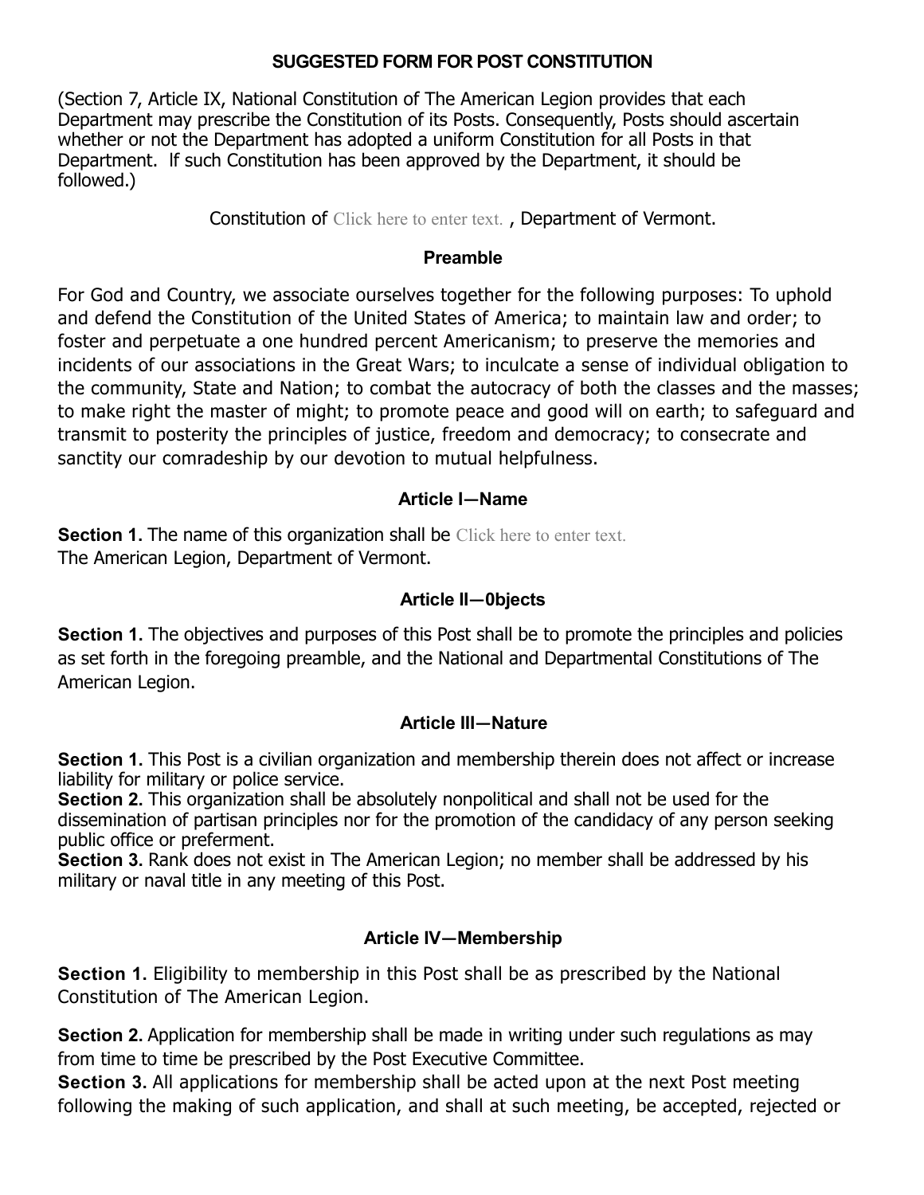# SUGGESTED FORM FOR POST CONSTITUTION

(Section 7, Article IX, National Constitution of The American Legion provides that each Department may prescribe the Constitution of its Posts. Consequently, Posts should ascertain whether or not the Department has adopted a uniform Constitution for all Posts in that Department. If such Constitution has been approved by the Department, it should be followed.)

Constitution of Click here to enter text. , Department of Vermont.

## Preamble

For God and Country, we associate ourselves together for the following purposes: To uphold and defend the Constitution of the United States of America; to maintain law and order; to foster and perpetuate a one hundred percent Americanism; to preserve the memories and incidents of our associations in the Great Wars; to inculcate a sense of individual obligation to the community, State and Nation; to combat the autocracy of both the classes and the masses; to make right the master of might; to promote peace and good will on earth; to safeguard and transmit to posterity the principles of justice, freedom and democracy; to consecrate and sanctity our comradeship by our devotion to mutual helpfulness.

## Article I—Name

**Section 1.** The name of this organization shall be Click here to enter text.
The American Legion, Department of Vermont.

## Article II—0bjects

**Section 1.** The objectives and purposes of this Post shall be to promote the principles and policies as set forth in the foregoing preamble, and the National and Departmental Constitutions of The American Legion.

## Article III—Nature

**Section 1.** This Post is a civilian organization and membership therein does not affect or increase liability for military or police service.
**Section 2.** This organization shall be absolutely nonpolitical and shall not be used for the dissemination of partisan principles nor for the promotion of the candidacy of any person seeking public office or preferment.
**Section 3.** Rank does not exist in The American Legion; no member shall be addressed by his military or naval title in any meeting of this Post.

## Article IV—Membership

**Section 1.** Eligibility to membership in this Post shall be as prescribed by the National Constitution of The American Legion.

**Section 2.** Application for membership shall be made in writing under such regulations as may from time to time be prescribed by the Post Executive Committee.
**Section 3.** All applications for membership shall be acted upon at the next Post meeting following the making of such application, and shall at such meeting, be accepted, rejected or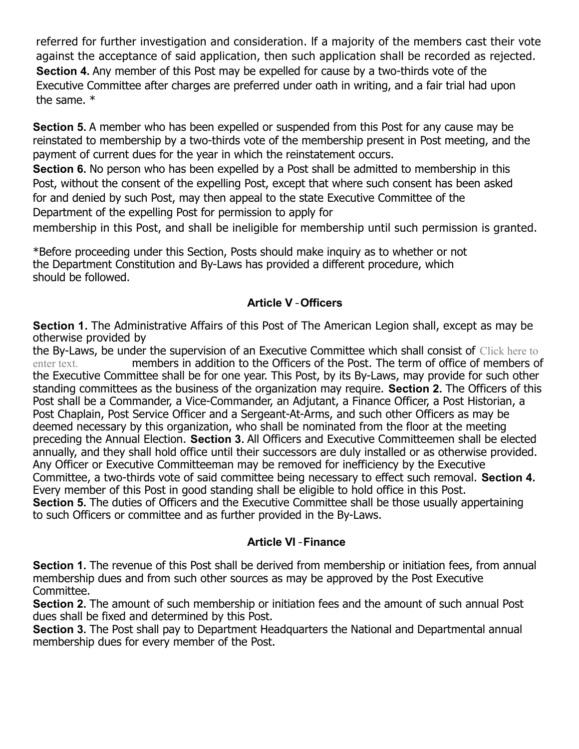referred for further investigation and consideration. If a majority of the members cast their vote against the acceptance of said application, then such application shall be recorded as rejected. **Section 4.** Any member of this Post may be expelled for cause by a two-thirds vote of the Executive Committee after charges are preferred under oath in writing, and a fair trial had upon the same. *

**Section 5.** A member who has been expelled or suspended from this Post for any cause may be reinstated to membership by a two-thirds vote of the membership present in Post meeting, and the payment of current dues for the year in which the reinstatement occurs.

**Section 6.** No person who has been expelled by a Post shall be admitted to membership in this Post, without the consent of the expelling Post, except that where such consent has been asked for and denied by such Post, may then appeal to the state Executive Committee of the Department of the expelling Post for permission to apply for membership in this Post, and shall be ineligible for membership until such permission is granted.

*Before proceeding under this Section, Posts should make inquiry as to whether or not the Department Constitution and By-Laws has provided a different procedure, which should be followed.

## Article V - Officers

**Section 1.** The Administrative Affairs of this Post of The American Legion shall, except as may be otherwise provided by the By-Laws, be under the supervision of an Executive Committee which shall consist of Click here to enter text. members in addition to the Officers of the Post. The term of office of members of the Executive Committee shall be for one year. This Post, by its By-Laws, may provide for such other standing committees as the business of the organization may require. **Section 2.** The Officers of this Post shall be a Commander, a Vice-Commander, an Adjutant, a Finance Officer, a Post Historian, a Post Chaplain, Post Service Officer and a Sergeant-At-Arms, and such other Officers as may be deemed necessary by this organization, who shall be nominated from the floor at the meeting preceding the Annual Election. **Section 3.** All Officers and Executive Committeemen shall be elected annually, and they shall hold office until their successors are duly installed or as otherwise provided. Any Officer or Executive Committeeman may be removed for inefficiency by the Executive Committee, a two-thirds vote of said committee being necessary to effect such removal. **Section 4.** Every member of this Post in good standing shall be eligible to hold office in this Post.

**Section 5.** The duties of Officers and the Executive Committee shall be those usually appertaining to such Officers or committee and as further provided in the By-Laws.

## Article VI - Finance

**Section 1.** The revenue of this Post shall be derived from membership or initiation fees, from annual membership dues and from such other sources as may be approved by the Post Executive Committee.

**Section 2.** The amount of such membership or initiation fees and the amount of such annual Post dues shall be fixed and determined by this Post.

**Section 3.** The Post shall pay to Department Headquarters the National and Departmental annual membership dues for every member of the Post.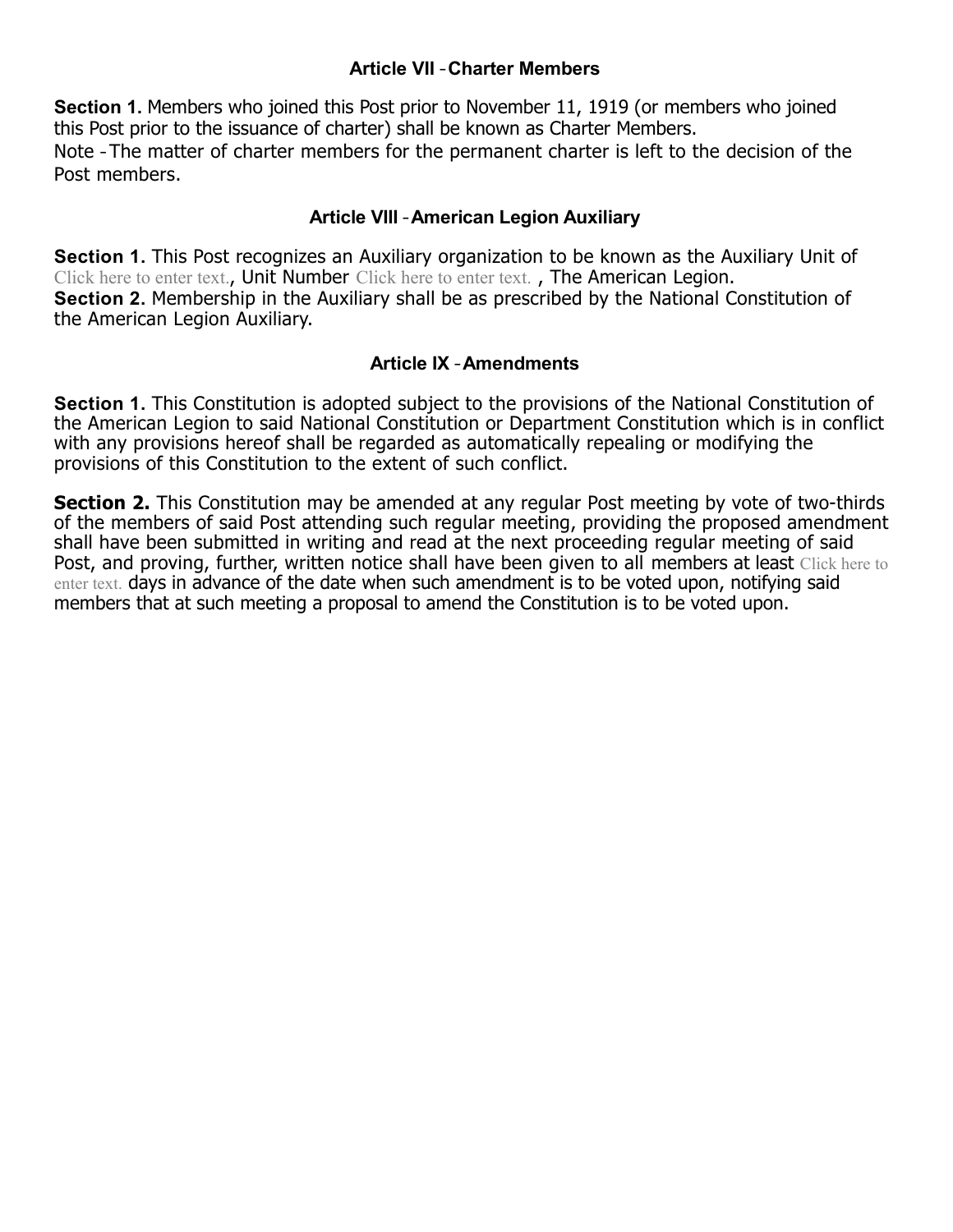### Article VII - Charter Members

**Section 1.** Members who joined this Post prior to November 11, 1919 (or members who joined this Post prior to the issuance of charter) shall be known as Charter Members.
Note - The matter of charter members for the permanent charter is left to the decision of the Post members.

### Article VIII - American Legion Auxiliary

**Section 1.** This Post recognizes an Auxiliary organization to be known as the Auxiliary Unit of Click here to enter text., Unit Number Click here to enter text. , The American Legion.
**Section 2.** Membership in the Auxiliary shall be as prescribed by the National Constitution of the American Legion Auxiliary.

### Article IX - Amendments

**Section 1.** This Constitution is adopted subject to the provisions of the National Constitution of the American Legion to said National Constitution or Department Constitution which is in conflict with any provisions hereof shall be regarded as automatically repealing or modifying the provisions of this Constitution to the extent of such conflict.

**Section 2.** This Constitution may be amended at any regular Post meeting by vote of two-thirds of the members of said Post attending such regular meeting, providing the proposed amendment shall have been submitted in writing and read at the next proceeding regular meeting of said Post, and proving, further, written notice shall have been given to all members at least Click here to enter text. days in advance of the date when such amendment is to be voted upon, notifying said members that at such meeting a proposal to amend the Constitution is to be voted upon.